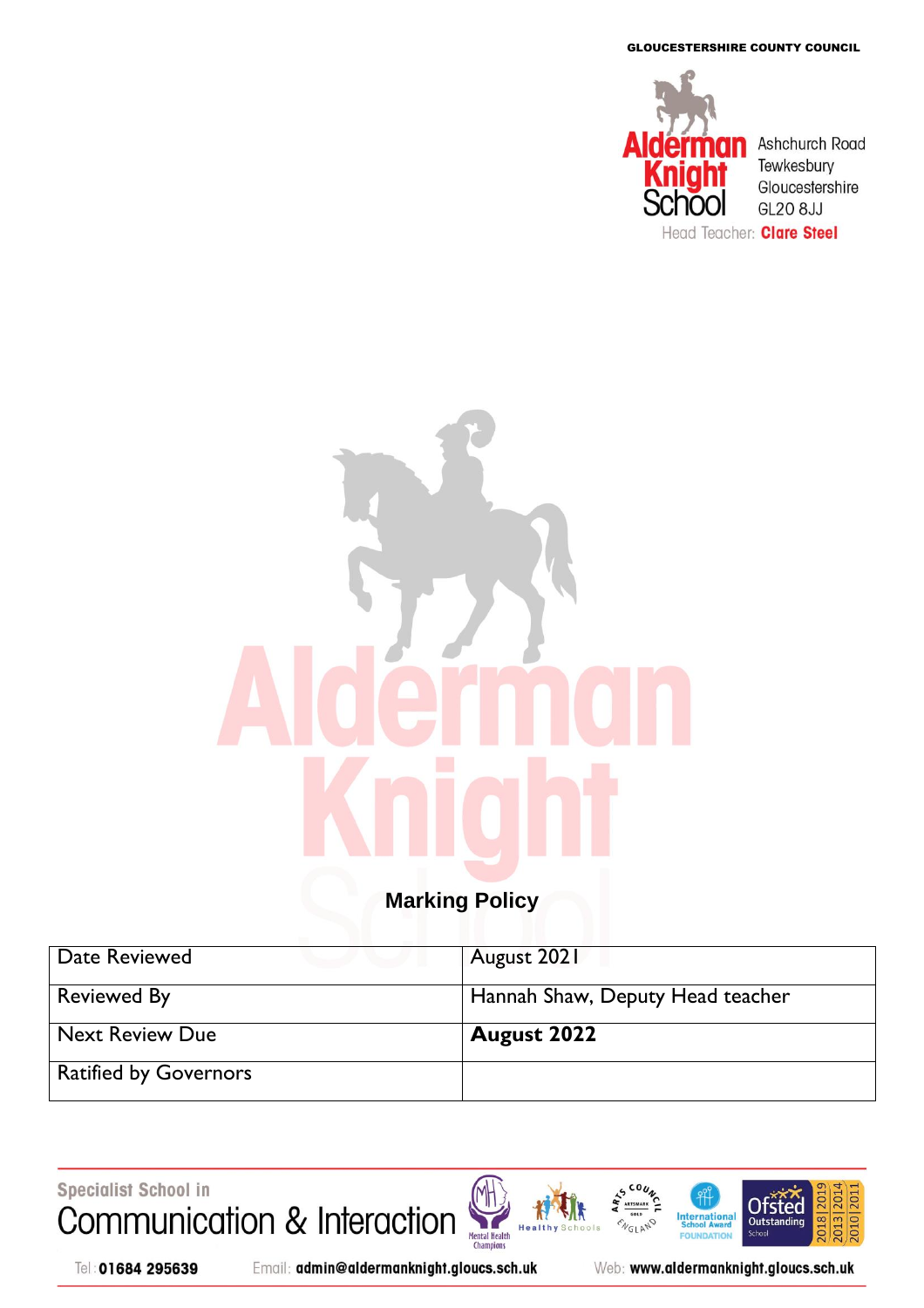GLOUCESTERSHIRE COUNTY COUNCIL

Alderman Knight School

Ashchurch Road
Tewkesbury
Gloucestershire
GL20 8JJ

Head Teacher: **Clare Steel**

# Marking Policy

| | |
|---|---|
| Date Reviewed | August 2021 |
| Reviewed By | Hannah Shaw, Deputy Head teacher |
| Next Review Due | **August 2022** |
| Ratified by Governors | |

Specialist School in
Communication & Interaction

Tel: **01684 295639** Email: **admin@aldermanknight.gloucs.sch.uk** Web: **www.aldermanknight.gloucs.sch.uk**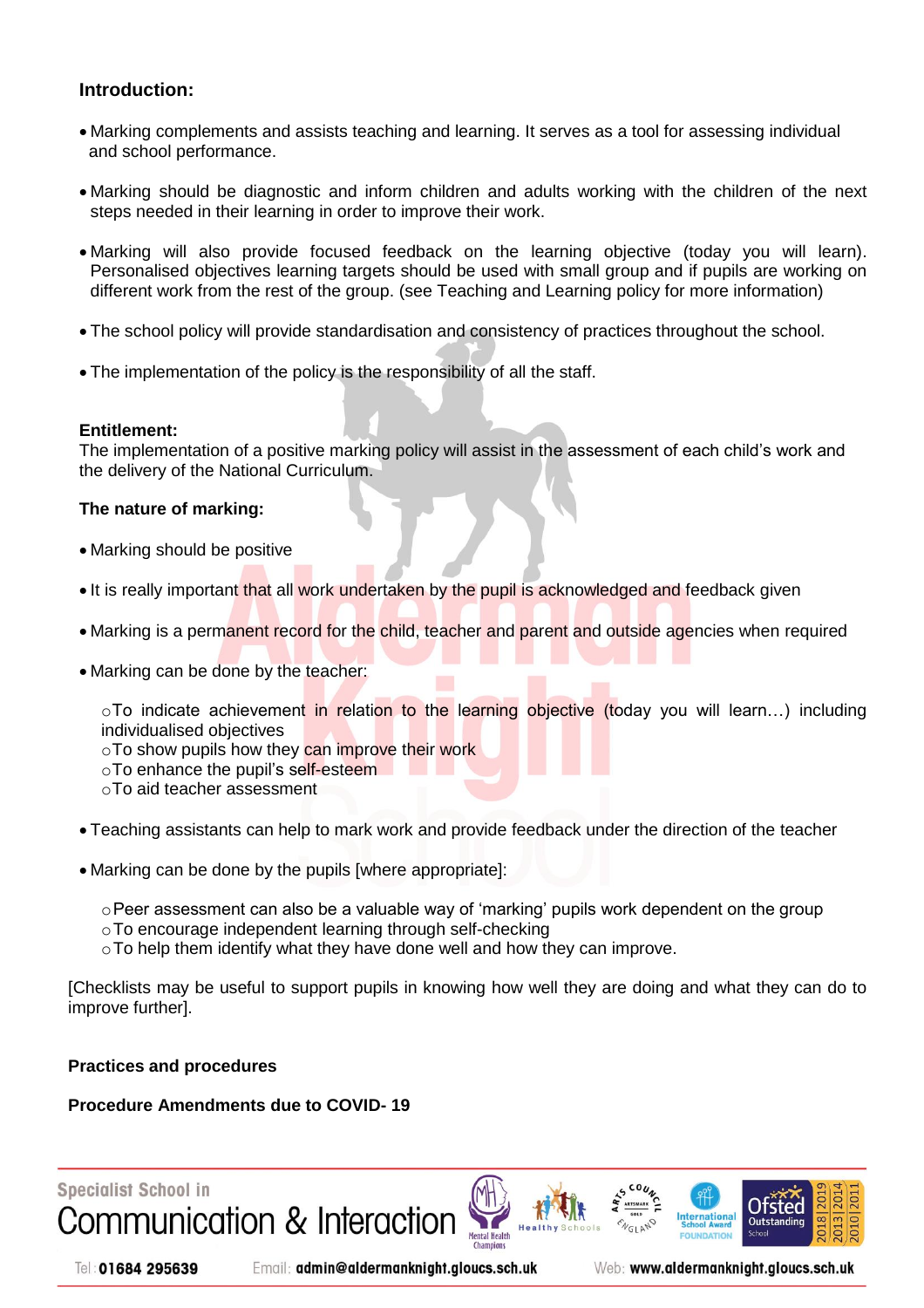**Introduction:**

- Marking complements and assists teaching and learning. It serves as a tool for assessing individual and school performance.
- Marking should be diagnostic and inform children and adults working with the children of the next steps needed in their learning in order to improve their work.
- Marking will also provide focused feedback on the learning objective (today you will learn). Personalised objectives learning targets should be used with small group and if pupils are working on different work from the rest of the group. (see Teaching and Learning policy for more information)
- The school policy will provide standardisation and consistency of practices throughout the school.
- The implementation of the policy is the responsibility of all the staff.

**Entitlement:**

The implementation of a positive marking policy will assist in the assessment of each child's work and the delivery of the National Curriculum.

**The nature of marking:**

- Marking should be positive
- It is really important that all work undertaken by the pupil is acknowledged and feedback given
- Marking is a permanent record for the child, teacher and parent and outside agencies when required
- Marking can be done by the teacher:
  - To indicate achievement in relation to the learning objective (today you will learn…) including individualised objectives
  - To show pupils how they can improve their work
  - To enhance the pupil's self-esteem
  - To aid teacher assessment
- Teaching assistants can help to mark work and provide feedback under the direction of the teacher
- Marking can be done by the pupils [where appropriate]:
  - Peer assessment can also be a valuable way of 'marking' pupils work dependent on the group
  - To encourage independent learning through self-checking
  - To help them identify what they have done well and how they can improve.

[Checklists may be useful to support pupils in knowing how well they are doing and what they can do to improve further].

**Practices and procedures**

**Procedure Amendments due to COVID- 19**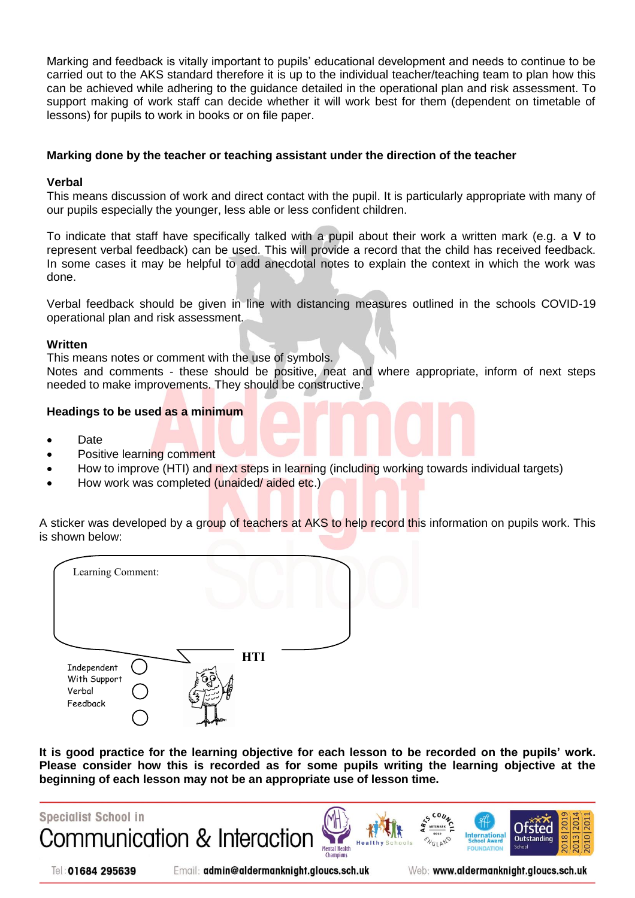Marking and feedback is vitally important to pupils' educational development and needs to continue to be carried out to the AKS standard therefore it is up to the individual teacher/teaching team to plan how this can be achieved while adhering to the guidance detailed in the operational plan and risk assessment. To support making of work staff can decide whether it will work best for them (dependent on timetable of lessons) for pupils to work in books or on file paper.

### Marking done by the teacher or teaching assistant under the direction of the teacher

**Verbal**

This means discussion of work and direct contact with the pupil. It is particularly appropriate with many of our pupils especially the younger, less able or less confident children.

To indicate that staff have specifically talked with a pupil about their work a written mark (e.g. a **V** to represent verbal feedback) can be used. This will provide a record that the child has received feedback. In some cases it may be helpful to add anecdotal notes to explain the context in which the work was done.

Verbal feedback should be given in line with distancing measures outlined in the schools COVID-19 operational plan and risk assessment.

**Written**

This means notes or comment with the use of symbols.

Notes and comments - these should be positive, neat and where appropriate, inform of next steps needed to make improvements. They should be constructive.

**Headings to be used as a minimum**

- Date
- Positive learning comment
- How to improve (HTI) and next steps in learning (including working towards individual targets)
- How work was completed (unaided/ aided etc.)

A sticker was developed by a group of teachers at AKS to help record this information on pupils work. This is shown below:

Learning Comment:

HTI

Independent
With Support
Verbal
Feedback

**It is good practice for the learning objective for each lesson to be recorded on the pupils' work. Please consider how this is recorded as for some pupils writing the learning objective at the beginning of each lesson may not be an appropriate use of lesson time.**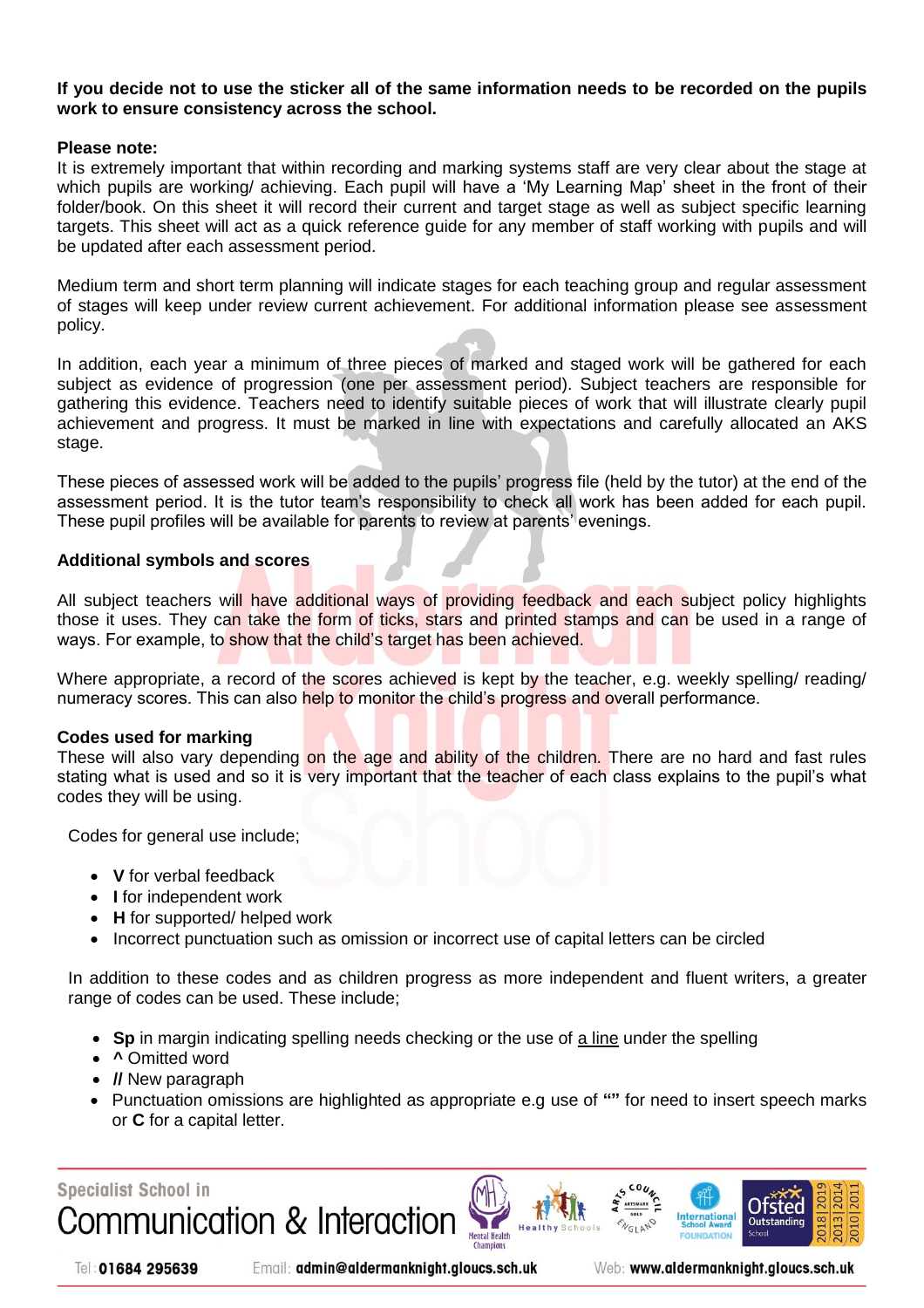**If you decide not to use the sticker all of the same information needs to be recorded on the pupils work to ensure consistency across the school.**

**Please note:**

It is extremely important that within recording and marking systems staff are very clear about the stage at which pupils are working/ achieving. Each pupil will have a 'My Learning Map' sheet in the front of their folder/book. On this sheet it will record their current and target stage as well as subject specific learning targets. This sheet will act as a quick reference guide for any member of staff working with pupils and will be updated after each assessment period.

Medium term and short term planning will indicate stages for each teaching group and regular assessment of stages will keep under review current achievement. For additional information please see assessment policy.

In addition, each year a minimum of three pieces of marked and staged work will be gathered for each subject as evidence of progression (one per assessment period). Subject teachers are responsible for gathering this evidence. Teachers need to identify suitable pieces of work that will illustrate clearly pupil achievement and progress. It must be marked in line with expectations and carefully allocated an AKS stage.

These pieces of assessed work will be added to the pupils' progress file (held by the tutor) at the end of the assessment period. It is the tutor team's responsibility to check all work has been added for each pupil. These pupil profiles will be available for parents to review at parents' evenings.

**Additional symbols and scores**

All subject teachers will have additional ways of providing feedback and each subject policy highlights those it uses. They can take the form of ticks, stars and printed stamps and can be used in a range of ways. For example, to show that the child's target has been achieved.

Where appropriate, a record of the scores achieved is kept by the teacher, e.g. weekly spelling/ reading/ numeracy scores. This can also help to monitor the child's progress and overall performance.

**Codes used for marking**

These will also vary depending on the age and ability of the children. There are no hard and fast rules stating what is used and so it is very important that the teacher of each class explains to the pupil's what codes they will be using.

Codes for general use include;

- **V** for verbal feedback
- **I** for independent work
- **H** for supported/ helped work
- Incorrect punctuation such as omission or incorrect use of capital letters can be circled

In addition to these codes and as children progress as more independent and fluent writers, a greater range of codes can be used. These include;

- **Sp** in margin indicating spelling needs checking or the use of <u>a line</u> under the spelling
- **^** Omitted word
- **//** New paragraph
- Punctuation omissions are highlighted as appropriate e.g use of **""** for need to insert speech marks or **C** for a capital letter.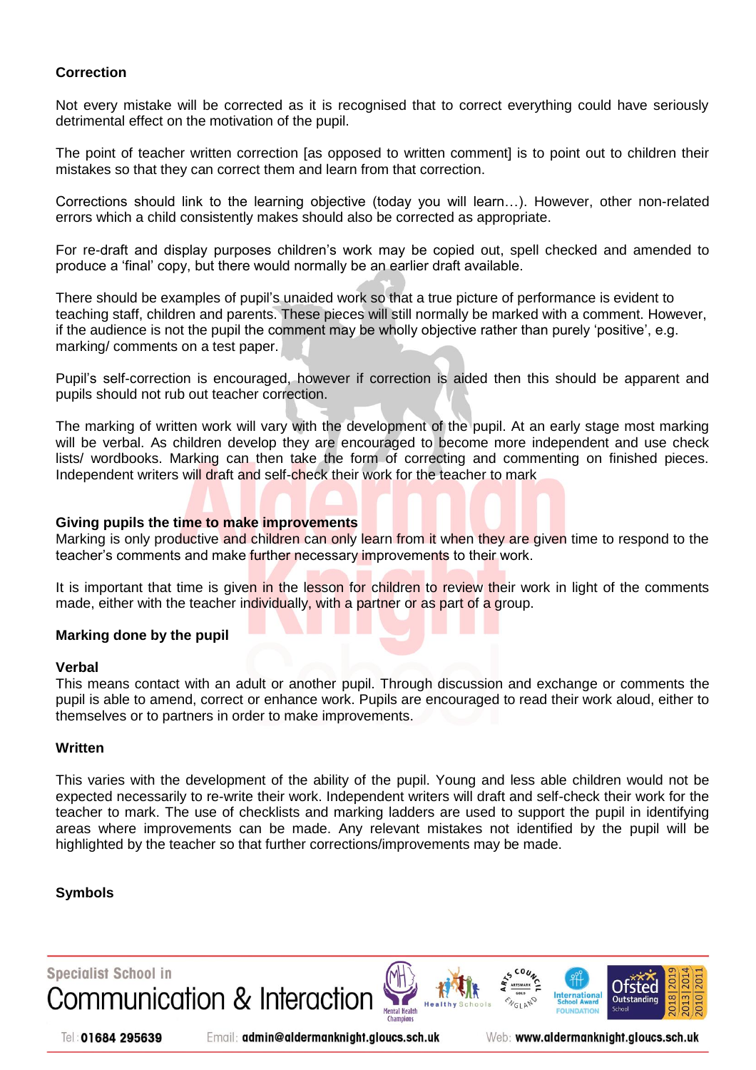### Correction

Not every mistake will be corrected as it is recognised that to correct everything could have seriously detrimental effect on the motivation of the pupil.

The point of teacher written correction [as opposed to written comment] is to point out to children their mistakes so that they can correct them and learn from that correction.

Corrections should link to the learning objective (today you will learn…). However, other non-related errors which a child consistently makes should also be corrected as appropriate.

For re-draft and display purposes children's work may be copied out, spell checked and amended to produce a 'final' copy, but there would normally be an earlier draft available.

There should be examples of pupil's unaided work so that a true picture of performance is evident to teaching staff, children and parents. These pieces will still normally be marked with a comment. However, if the audience is not the pupil the comment may be wholly objective rather than purely 'positive', e.g. marking/ comments on a test paper.

Pupil's self-correction is encouraged, however if correction is aided then this should be apparent and pupils should not rub out teacher correction.

The marking of written work will vary with the development of the pupil. At an early stage most marking will be verbal. As children develop they are encouraged to become more independent and use check lists/ wordbooks. Marking can then take the form of correcting and commenting on finished pieces. Independent writers will draft and self-check their work for the teacher to mark

### Giving pupils the time to make improvements

Marking is only productive and children can only learn from it when they are given time to respond to the teacher's comments and make further necessary improvements to their work.

It is important that time is given in the lesson for children to review their work in light of the comments made, either with the teacher individually, with a partner or as part of a group.

### Marking done by the pupil

#### Verbal

This means contact with an adult or another pupil. Through discussion and exchange or comments the pupil is able to amend, correct or enhance work. Pupils are encouraged to read their work aloud, either to themselves or to partners in order to make improvements.

#### Written

This varies with the development of the ability of the pupil. Young and less able children would not be expected necessarily to re-write their work. Independent writers will draft and self-check their work for the teacher to mark. The use of checklists and marking ladders are used to support the pupil in identifying areas where improvements can be made. Any relevant mistakes not identified by the pupil will be highlighted by the teacher so that further corrections/improvements may be made.

### Symbols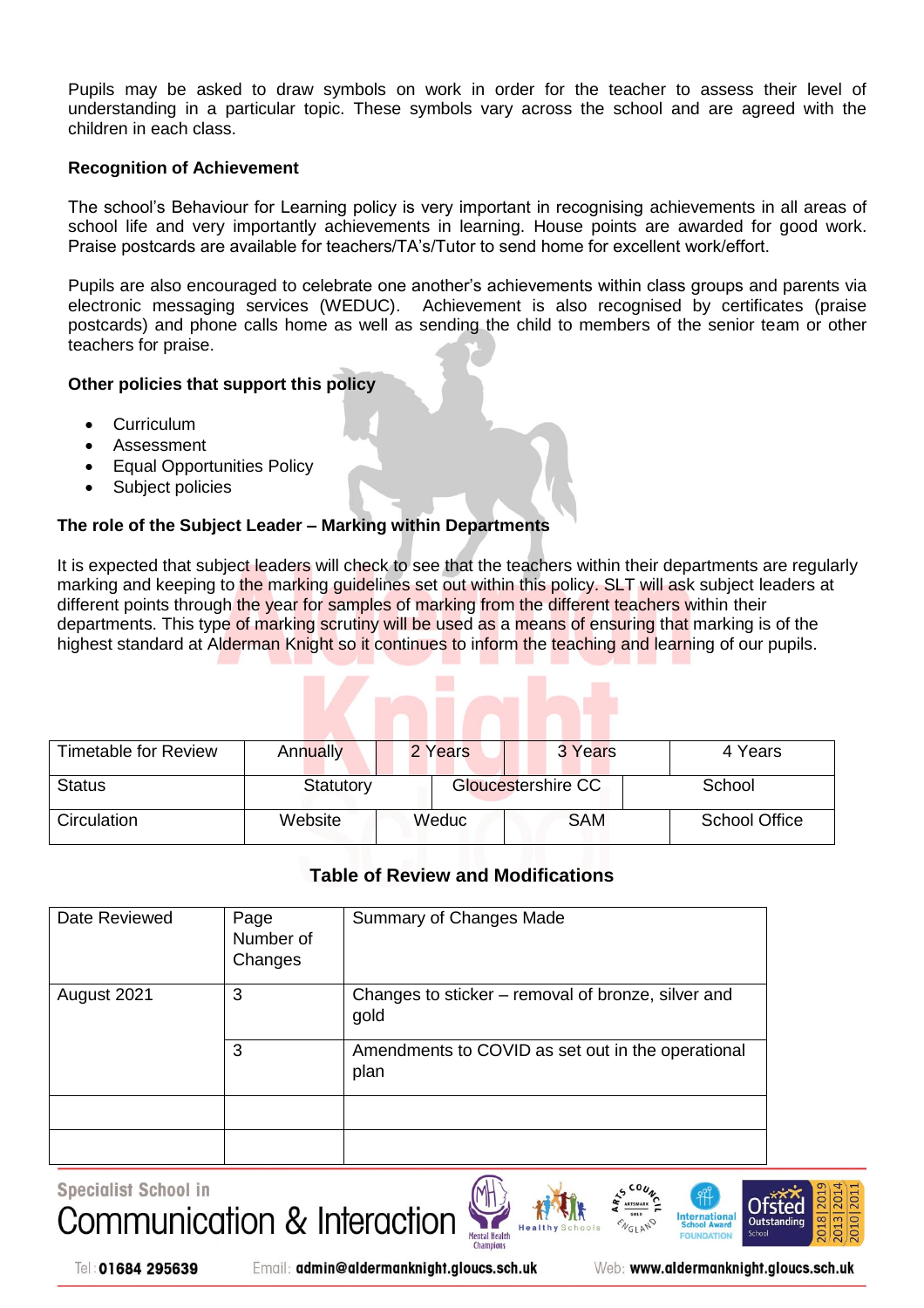Pupils may be asked to draw symbols on work in order for the teacher to assess their level of understanding in a particular topic. These symbols vary across the school and are agreed with the children in each class.

**Recognition of Achievement**

The school's Behaviour for Learning policy is very important in recognising achievements in all areas of school life and very importantly achievements in learning. House points are awarded for good work. Praise postcards are available for teachers/TA's/Tutor to send home for excellent work/effort.

Pupils are also encouraged to celebrate one another's achievements within class groups and parents via electronic messaging services (WEDUC). Achievement is also recognised by certificates (praise postcards) and phone calls home as well as sending the child to members of the senior team or other teachers for praise.

**Other policies that support this policy**

- Curriculum
- Assessment
- Equal Opportunities Policy
- Subject policies

**The role of the Subject Leader – Marking within Departments**

It is expected that subject leaders will check to see that the teachers within their departments are regularly marking and keeping to the marking guidelines set out within this policy. SLT will ask subject leaders at different points through the year for samples of marking from the different teachers within their departments. This type of marking scrutiny will be used as a means of ensuring that marking is of the highest standard at Alderman Knight so it continues to inform the teaching and learning of our pupils.

| | | | | |
|---|---|---|---|---|
| Timetable for Review | Annually | 2 Years | 3 Years | 4 Years |
| Status | Statutory | Gloucestershire CC | | School |
| Circulation | Website | Weduc | SAM | School Office |

**Table of Review and Modifications**

| Date Reviewed | Page Number of Changes | Summary of Changes Made |
|---|---|---|
| August 2021 | 3 | Changes to sticker – removal of bronze, silver and gold |
| | 3 | Amendments to COVID as set out in the operational plan |
| | | |
| | | |